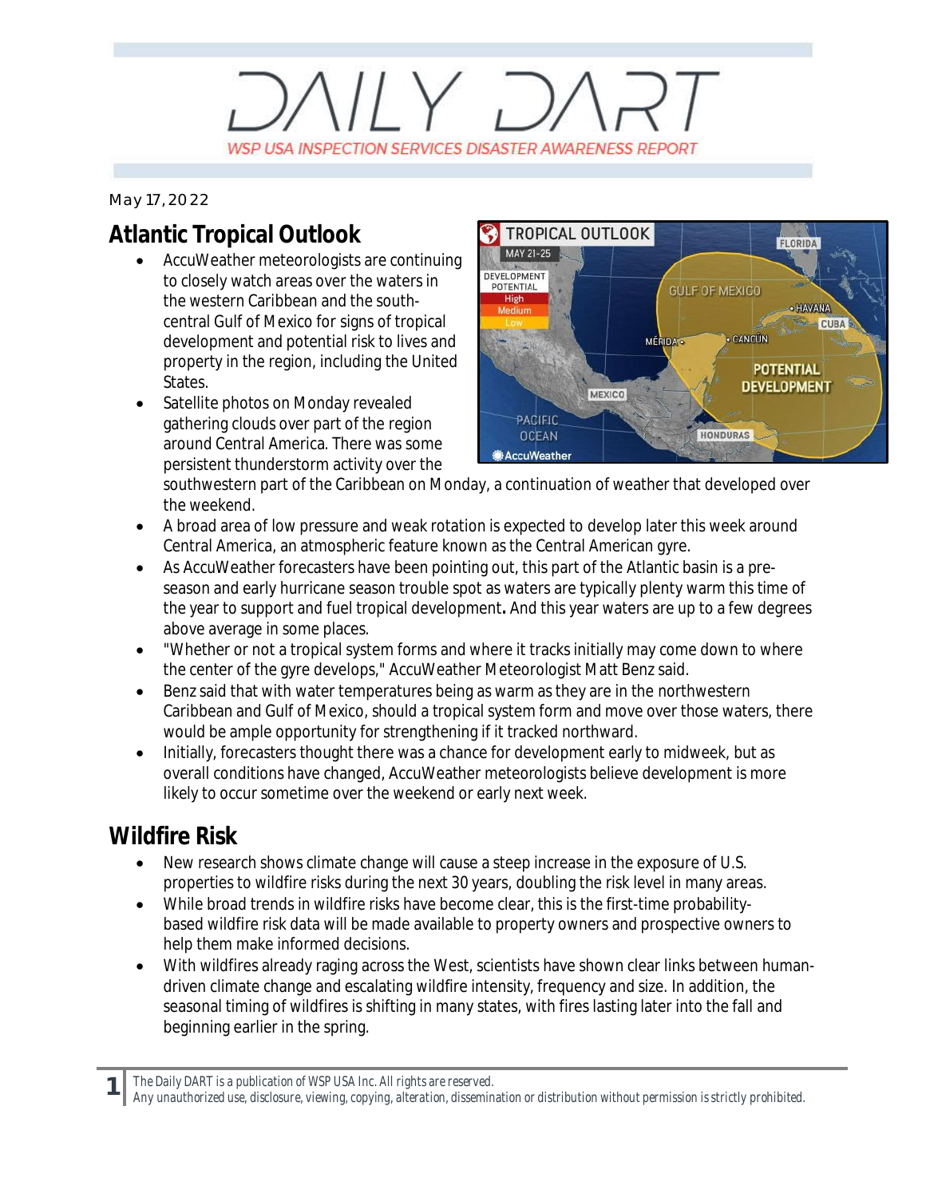# DAILY DART

WSP USA INSPECTION SERVICES DISASTER AWARENESS REPORT

May 17, 2022

## Atlantic Tropical Outlook

- AccuWeather meteorologists are continuing to closely watch areas over the waters in the western Caribbean and the south-central Gulf of Mexico for signs of tropical development and potential risk to lives and property in the region, including the United States.
- Satellite photos on Monday revealed gathering clouds over part of the region around Central America. There was some persistent thunderstorm activity over the southwestern part of the Caribbean on Monday, a continuation of weather that developed over the weekend.
- A broad area of low pressure and weak rotation is expected to develop later this week around Central America, an atmospheric feature known as the Central American gyre.
- As AccuWeather forecasters have been pointing out, this part of the Atlantic basin is a pre-season and early hurricane season trouble spot as waters are typically plenty warm this time of the year to support and fuel tropical development**.** And this year waters are up to a few degrees above average in some places.
- "Whether or not a tropical system forms and where it tracks initially may come down to where the center of the gyre develops," AccuWeather Meteorologist Matt Benz said.
- Benz said that with water temperatures being as warm as they are in the northwestern Caribbean and Gulf of Mexico, should a tropical system form and move over those waters, there would be ample opportunity for strengthening if it tracked northward.
- Initially, forecasters thought there was a chance for development early to midweek, but as overall conditions have changed, AccuWeather meteorologists believe development is more likely to occur sometime over the weekend or early next week.

## Wildfire Risk

- New research shows climate change will cause a steep increase in the exposure of U.S. properties to wildfire risks during the next 30 years, doubling the risk level in many areas.
- While broad trends in wildfire risks have become clear, this is the first-time probability-based wildfire risk data will be made available to property owners and prospective owners to help them make informed decisions.
- With wildfires already raging across the West, scientists have shown clear links between human-driven climate change and escalating wildfire intensity, frequency and size. In addition, the seasonal timing of wildfires is shifting in many states, with fires lasting later into the fall and beginning earlier in the spring.

*The Daily DART is a publication of WSP USA Inc. All rights are reserved.*
*Any unauthorized use, disclosure, viewing, copying, alteration, dissemination or distribution without permission is strictly prohibited.*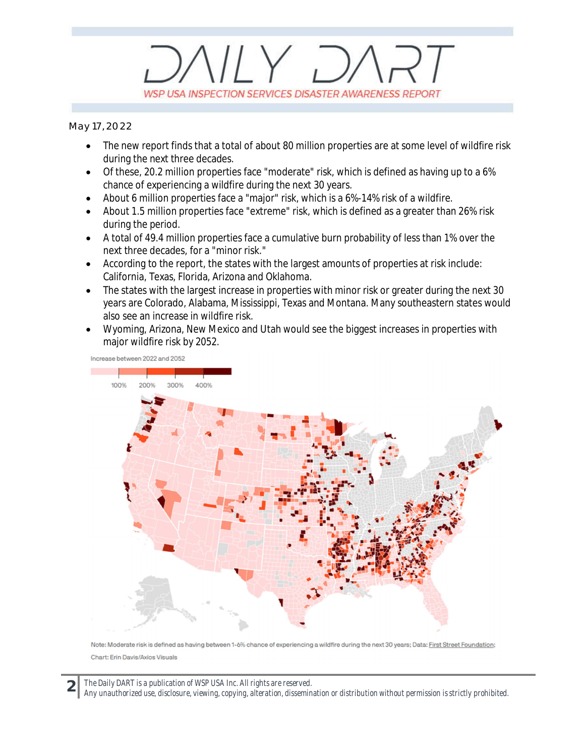May 17, 2022

- The new report finds that a total of about 80 million properties are at some level of wildfire risk during the next three decades.
- Of these, 20.2 million properties face "moderate" risk, which is defined as having up to a 6% chance of experiencing a wildfire during the next 30 years.
- About 6 million properties face a "major" risk, which is a 6%-14% risk of a wildfire.
- About 1.5 million properties face "extreme" risk, which is defined as a greater than 26% risk during the period.
- A total of 49.4 million properties face a cumulative burn probability of less than 1% over the next three decades, for a "minor risk."
- According to the report, the states with the largest amounts of properties at risk include: California, Texas, Florida, Arizona and Oklahoma.
- The states with the largest increase in properties with minor risk or greater during the next 30 years are Colorado, Alabama, Mississippi, Texas and Montana. Many southeastern states would also see an increase in wildfire risk.
- Wyoming, Arizona, New Mexico and Utah would see the biggest increases in properties with major wildfire risk by 2052.

Increase between 2022 and 2052

100% 200% 300% 400%

Note: Moderate risk is defined as having between 1-6% chance of experiencing a wildfire during the next 30 years; Data: First Street Foundation;

Chart: Erin Davis/Axios Visuals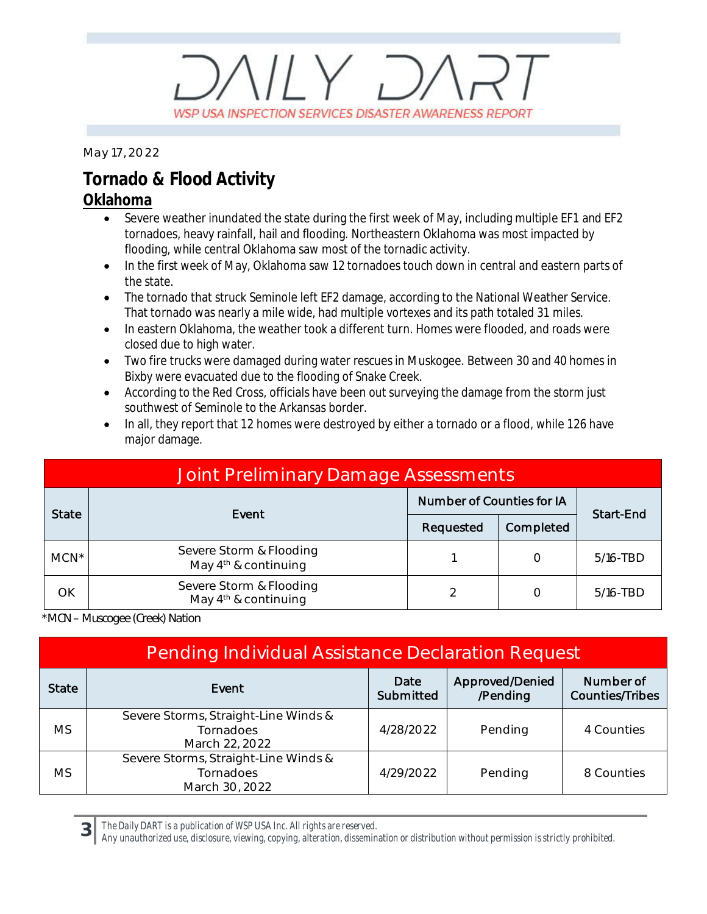# DAILY DART

WSP USA INSPECTION SERVICES DISASTER AWARENESS REPORT

May 17, 2022

## Tornado & Flood Activity

### Oklahoma

- Severe weather inundated the state during the first week of May, including multiple EF1 and EF2 tornadoes, heavy rainfall, hail and flooding. Northeastern Oklahoma was most impacted by flooding, while central Oklahoma saw most of the tornadic activity.
- In the first week of May, Oklahoma saw 12 tornadoes touch down in central and eastern parts of the state.
- The tornado that struck Seminole left EF2 damage, according to the National Weather Service. That tornado was nearly a mile wide, had multiple vortexes and its path totaled 31 miles.
- In eastern Oklahoma, the weather took a different turn. Homes were flooded, and roads were closed due to high water.
- Two fire trucks were damaged during water rescues in Muskogee. Between 30 and 40 homes in Bixby were evacuated due to the flooding of Snake Creek.
- According to the Red Cross, officials have been out surveying the damage from the storm just southwest of Seminole to the Arkansas border.
- In all, they report that 12 homes were destroyed by either a tornado or a flood, while 126 have major damage.

| Joint Preliminary Damage Assessments | | | | |
|---|---|---|---|---|
| State | Event | Number of Counties for IA | | Start-End |
| | | Requested | Completed | |
| MCN* | Severe Storm & Flooding May 4th & continuing | 1 | 0 | 5/16-TBD |
| OK | Severe Storm & Flooding May 4th & continuing | 2 | 0 | 5/16-TBD |

*MCN – Muscogee (Creek) Nation

| Pending Individual Assistance Declaration Request | | | | |
|---|---|---|---|---|
| State | Event | Date Submitted | Approved/Denied /Pending | Number of Counties/Tribes |
| MS | Severe Storms, Straight-Line Winds & Tornadoes March 22, 2022 | 4/28/2022 | Pending | 4 Counties |
| MS | Severe Storms, Straight-Line Winds & Tornadoes March 30, 2022 | 4/29/2022 | Pending | 8 Counties |

The Daily DART is a publication of WSP USA Inc. All rights are reserved.
Any unauthorized use, disclosure, viewing, copying, alteration, dissemination or distribution without permission is strictly prohibited.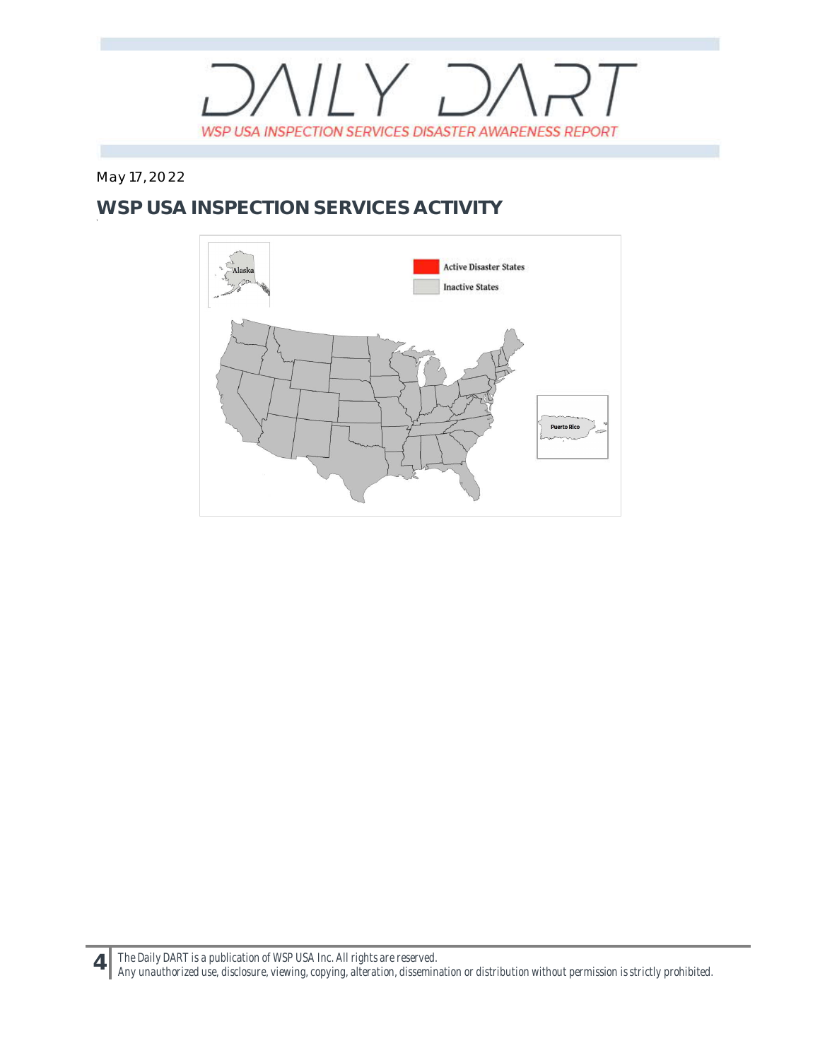# DAILY DART

WSP USA INSPECTION SERVICES DISASTER AWARENESS REPORT

May 17, 2022

## WSP USA INSPECTION SERVICES ACTIVITY

Alaska

Active Disaster States

Inactive States

Puerto Rico

The Daily DART is a publication of WSP USA Inc. All rights are reserved.
Any unauthorized use, disclosure, viewing, copying, alteration, dissemination or distribution without permission is strictly prohibited.